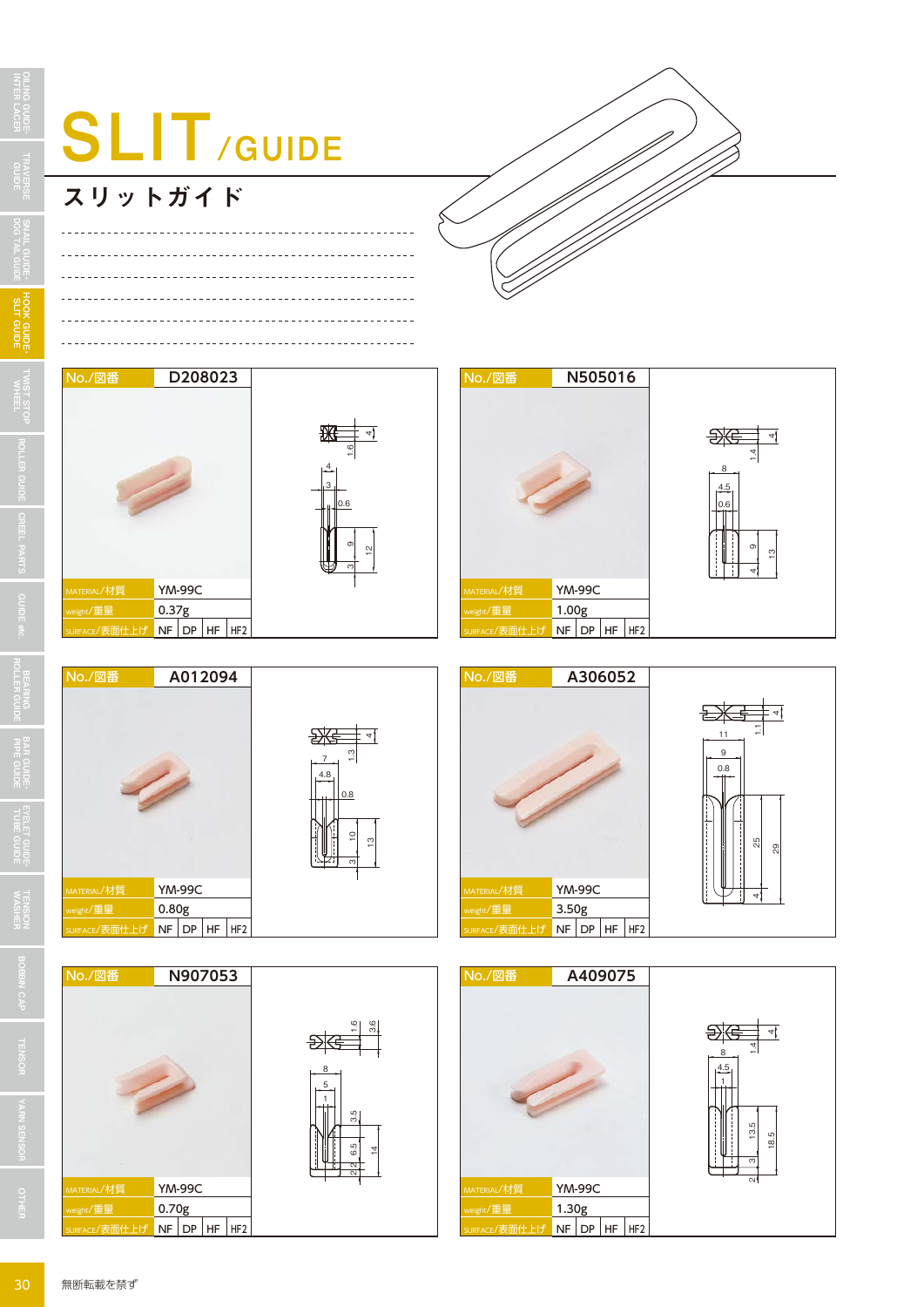# SLIT/GUIDE

## スリットガイド

| No./図番 | D208023 |
|---|---|
| MATERIAL/材質 | YM-99C |
| weight/重量 | 0.37g |
| SURFACE/表面仕上げ | NF / DP / HF / HF2 |

| No./図番 | N505016 |
|---|---|
| MATERIAL/材質 | YM-99C |
| weight/重量 | 1.00g |
| SURFACE/表面仕上げ | NF / DP / HF / HF2 |

| No./図番 | A012094 |
|---|---|
| MATERIAL/材質 | YM-99C |
| weight/重量 | 0.80g |
| SURFACE/表面仕上げ | NF / DP / HF / HF2 |

| No./図番 | A306052 |
|---|---|
| MATERIAL/材質 | YM-99C |
| weight/重量 | 3.50g |
| SURFACE/表面仕上げ | NF / DP / HF / HF2 |

| No./図番 | N907053 |
|---|---|
| MATERIAL/材質 | YM-99C |
| weight/重量 | 0.70g |
| SURFACE/表面仕上げ | NF / DP / HF / HF2 |

| No./図番 | A409075 |
|---|---|
| MATERIAL/材質 | YM-99C |
| weight/重量 | 1.30g |
| SURFACE/表面仕上げ | NF / DP / HF / HF2 |

無断転載を禁ず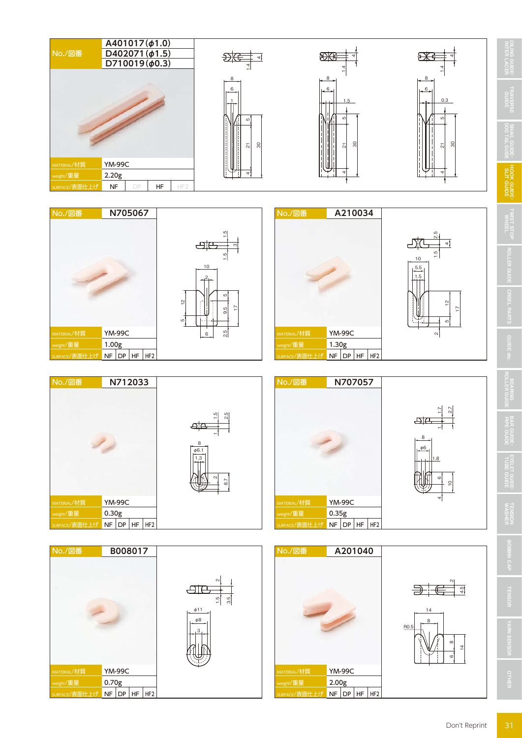| No./図番 | A401017(φ1.0) D402071(φ1.5) D710019(φ0.3) |
|---|---|
| MATERIAL/材質 | YM-99C |
| weight/重量 | 2.20g |
| SURFACE/表面仕上げ | NF DP HF HF2 |

| No./図番 | N705067 |
|---|---|
| MATERIAL/材質 | YM-99C |
| weight/重量 | 1.00g |
| SURFACE/表面仕上げ | NF DP HF HF2 |

| No./図番 | A210034 |
|---|---|
| MATERIAL/材質 | YM-99C |
| weight/重量 | 1.30g |
| SURFACE/表面仕上げ | NF DP HF HF2 |

| No./図番 | N712033 |
|---|---|
| MATERIAL/材質 | YM-99C |
| weight/重量 | 0.30g |
| SURFACE/表面仕上げ | NF DP HF HF2 |

| No./図番 | N707057 |
|---|---|
| MATERIAL/材質 | YM-99C |
| weight/重量 | 0.35g |
| SURFACE/表面仕上げ | NF DP HF HF2 |

| No./図番 | B008017 |
|---|---|
| MATERIAL/材質 | YM-99C |
| weight/重量 | 0.70g |
| SURFACE/表面仕上げ | NF DP HF HF2 |

| No./図番 | A201040 |
|---|---|
| MATERIAL/材質 | YM-99C |
| weight/重量 | 2.00g |
| SURFACE/表面仕上げ | NF DP HF HF2 |

Don't Reprint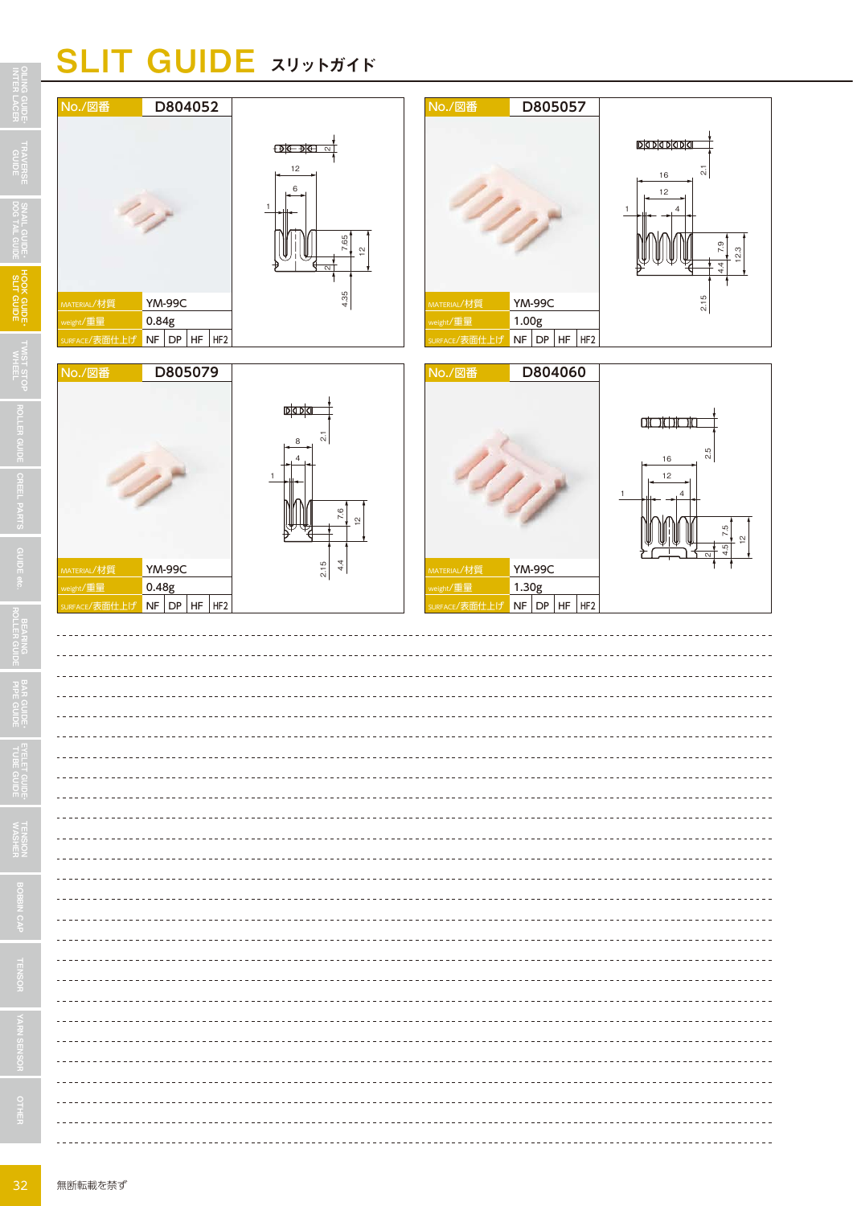# SLIT GUIDE スリットガイド

| No./図番 | D804052 |
|---|---|
| MATERIAL/材質 | YM-99C |
| weight/重量 | 0.84g |
| SURFACE/表面仕上げ | NF DP HF HF2 |

12
6
1
2
7.65
12
2
4.35

| No./図番 | D805057 |
|---|---|
| MATERIAL/材質 | YM-99C |
| weight/重量 | 1.00g |
| SURFACE/表面仕上げ | NF DP HF HF2 |

2.1
16
12
4
1
7.9
12.3
4.4
2.15

| No./図番 | D805079 |
|---|---|
| MATERIAL/材質 | YM-99C |
| weight/重量 | 0.48g |
| SURFACE/表面仕上げ | NF DP HF HF2 |

8
2.1
4
1
7.6
12
2.15
4.4

| No./図番 | D804060 |
|---|---|
| MATERIAL/材質 | YM-99C |
| weight/重量 | 1.30g |
| SURFACE/表面仕上げ | NF DP HF HF2 |

2.5
16
12
4
1
7.5
12
2
4.5

無断転載を禁ず